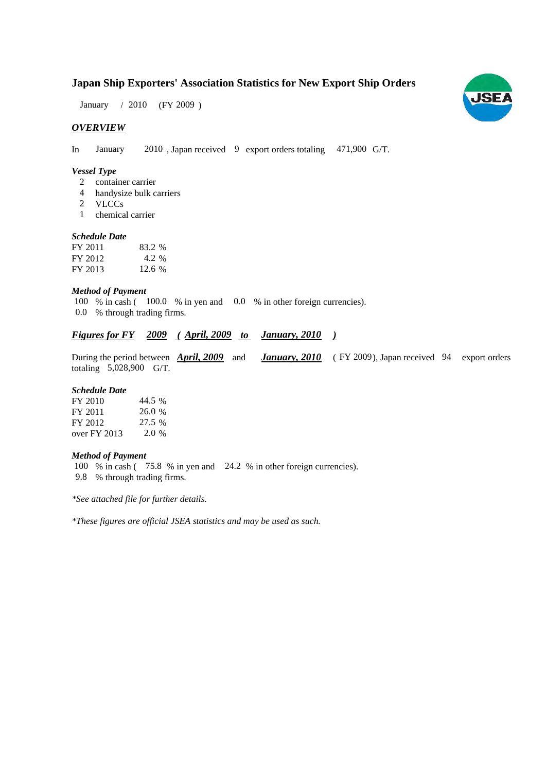# Japan Ship Exporters' Association Statistics for New Export Ship Orders

January / 2010 (FY 2009 )

## *OVERVIEW*

In January 2010 , Japan received 9 export orders totaling 471,900 G/T.

### *Vessel Type*

2 container carrier
4 handysize bulk carriers
2 VLCCs
1 chemical carrier

### *Schedule Date*

| | |
|---|---|
| FY 2011 | 83.2 % |
| FY 2012 | 4.2 % |
| FY 2013 | 12.6 % |

### *Method of Payment*

100 % in cash ( 100.0 % in yen and 0.0 % in other foreign currencies).
0.0 % through trading firms.

## *Figures for FY 2009 ( April, 2009 to January, 2010 )*

During the period between ***April, 2009*** and ***January, 2010*** ( FY 2009), Japan received 94 export orders totaling 5,028,900 G/T.

### *Schedule Date*

| | |
|---|---|
| FY 2010 | 44.5 % |
| FY 2011 | 26.0 % |
| FY 2012 | 27.5 % |
| over FY 2013 | 2.0 % |

### *Method of Payment*

100 % in cash ( 75.8 % in yen and 24.2 % in other foreign currencies).
9.8 % through trading firms.

*\*See attached file for further details.*

*\*These figures are official JSEA statistics and may be used as such.*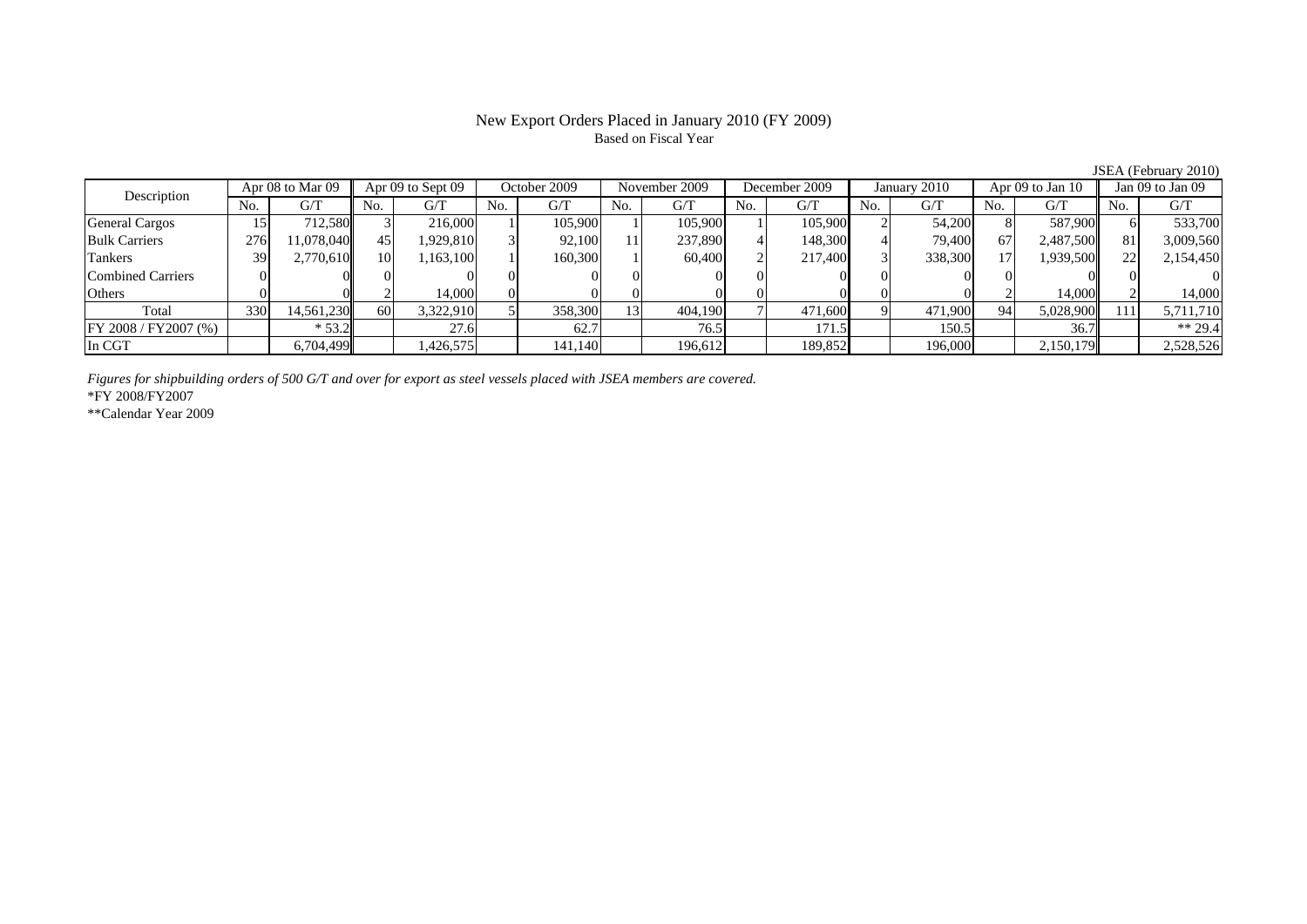# New Export Orders Placed in January 2010 (FY 2009)

Based on Fiscal Year

JSEA (February 2010)

| Description | Apr 08 to Mar 09 | | Apr 09 to Sept 09 | | October 2009 | | November 2009 | | December 2009 | | January 2010 | | Apr 09 to Jan 10 | | Jan 09 to Jan 09 | |
|---|---|---|---|---|---|---|---|---|---|---|---|---|---|---|---|---|
| | No. | G/T | No. | G/T | No. | G/T | No. | G/T | No. | G/T | No. | G/T | No. | G/T | No. | G/T |
| General Cargos | 15 | 712,580 | 3 | 216,000 | 1 | 105,900 | 1 | 105,900 | 1 | 105,900 | 2 | 54,200 | 8 | 587,900 | 6 | 533,700 |
| Bulk Carriers | 276 | 11,078,040 | 45 | 1,929,810 | 3 | 92,100 | 11 | 237,890 | 4 | 148,300 | 4 | 79,400 | 67 | 2,487,500 | 81 | 3,009,560 |
| Tankers | 39 | 2,770,610 | 10 | 1,163,100 | 1 | 160,300 | 1 | 60,400 | 2 | 217,400 | 3 | 338,300 | 17 | 1,939,500 | 22 | 2,154,450 |
| Combined Carriers | 0 | 0 | 0 | 0 | 0 | 0 | 0 | 0 | 0 | 0 | 0 | 0 | 0 | 0 | 0 | 0 |
| Others | 0 | 0 | 2 | 14,000 | 0 | 0 | 0 | 0 | 0 | 0 | 0 | 0 | 2 | 14,000 | 2 | 14,000 |
| Total | 330 | 14,561,230 | 60 | 3,322,910 | 5 | 358,300 | 13 | 404,190 | 7 | 471,600 | 9 | 471,900 | 94 | 5,028,900 | 111 | 5,711,710 |
| FY 2008 / FY2007 (%) | | * 53.2 | | 27.6 | | 62.7 | | 76.5 | | 171.5 | | 150.5 | | 36.7 | | ** 29.4 |
| In CGT | | 6,704,499 | | 1,426,575 | | 141,140 | | 196,612 | | 189,852 | | 196,000 | | 2,150,179 | | 2,528,526 |

*Figures for shipbuilding orders of 500 G/T and over for export as steel vessels placed with JSEA members are covered.*

*FY 2008/FY2007

**Calendar Year 2009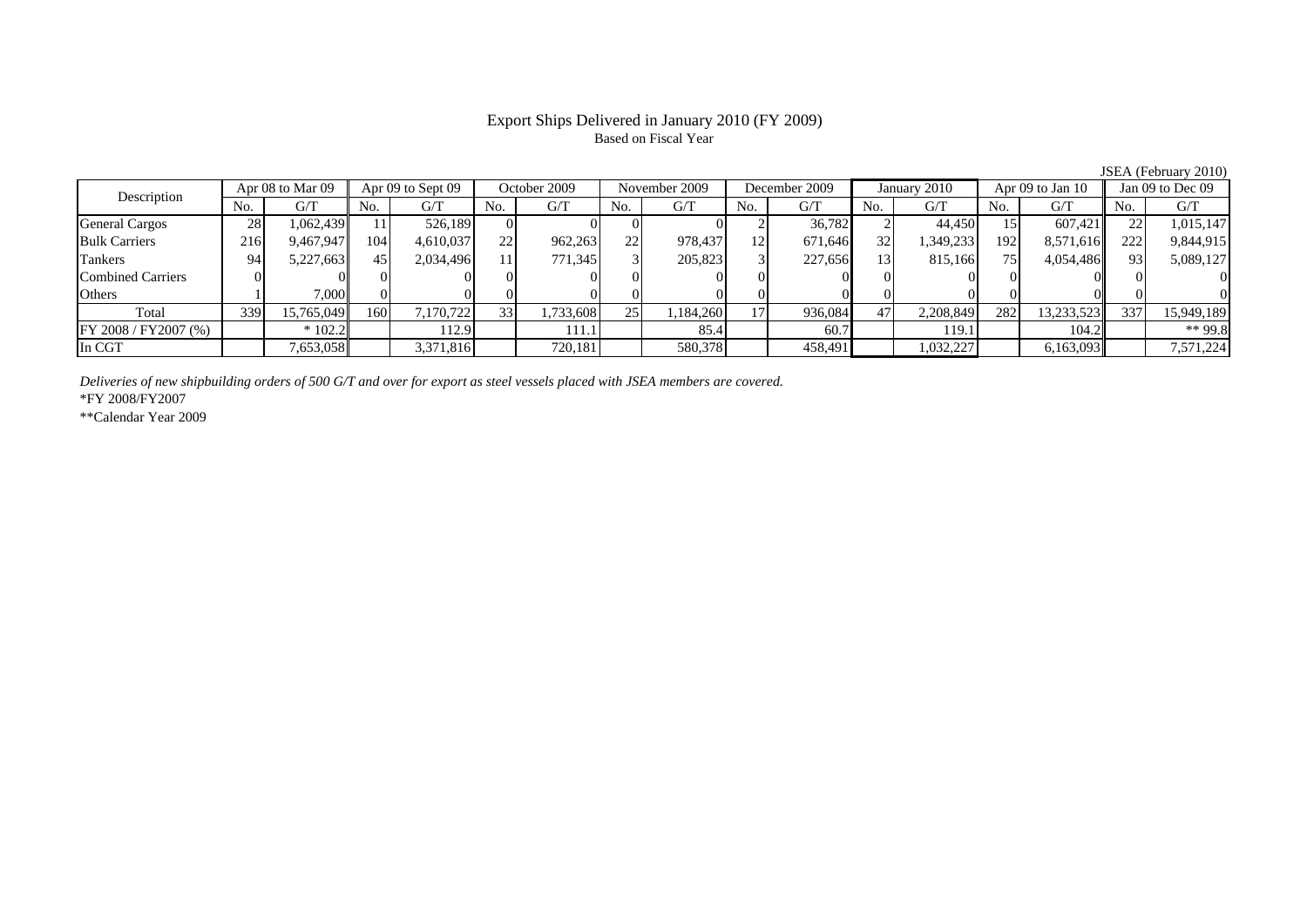# Export Ships Delivered in January 2010 (FY 2009)

Based on Fiscal Year

JSEA (February 2010)

| Description | Apr 08 to Mar 09 | | Apr 09 to Sept 09 | | October 2009 | | November 2009 | | December 2009 | | January 2010 | | Apr 09 to Jan 10 | | Jan 09 to Dec 09 | |
|---|---|---|---|---|---|---|---|---|---|---|---|---|---|---|---|---|
| | No. | G/T | No. | G/T | No. | G/T | No. | G/T | No. | G/T | No. | G/T | No. | G/T | No. | G/T |
| General Cargos | 28 | 1,062,439 | 11 | 526,189 | 0 | 0 | 0 | 0 | 2 | 36,782 | 2 | 44,450 | 15 | 607,421 | 22 | 1,015,147 |
| Bulk Carriers | 216 | 9,467,947 | 104 | 4,610,037 | 22 | 962,263 | 22 | 978,437 | 12 | 671,646 | 32 | 1,349,233 | 192 | 8,571,616 | 222 | 9,844,915 |
| Tankers | 94 | 5,227,663 | 45 | 2,034,496 | 11 | 771,345 | 3 | 205,823 | 3 | 227,656 | 13 | 815,166 | 75 | 4,054,486 | 93 | 5,089,127 |
| Combined Carriers | 0 | 0 | 0 | 0 | 0 | 0 | 0 | 0 | 0 | 0 | 0 | 0 | 0 | 0 | 0 | 0 |
| Others | 1 | 7,000 | 0 | 0 | 0 | 0 | 0 | 0 | 0 | 0 | 0 | 0 | 0 | 0 | 0 | 0 |
| Total | 339 | 15,765,049 | 160 | 7,170,722 | 33 | 1,733,608 | 25 | 1,184,260 | 17 | 936,084 | 47 | 2,208,849 | 282 | 13,233,523 | 337 | 15,949,189 |
| FY 2008 / FY2007 (%) | | * 102.2 | | 112.9 | | 111.1 | | 85.4 | | 60.7 | | 119.1 | | 104.2 | | ** 99.8 |
| In CGT | | 7,653,058 | | 3,371,816 | | 720,181 | | 580,378 | | 458,491 | | 1,032,227 | | 6,163,093 | | 7,571,224 |

*Deliveries of new shipbuilding orders of 500 G/T and over for export as steel vessels placed with JSEA members are covered.*

*FY 2008/FY2007

**Calendar Year 2009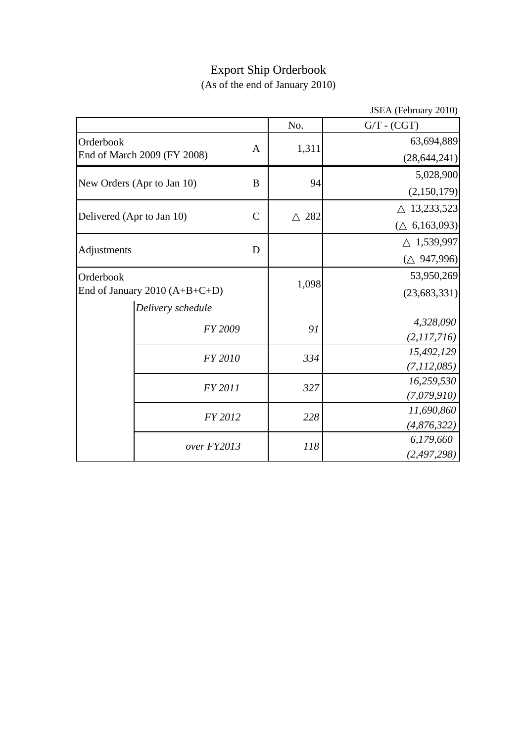# Export Ship Orderbook

(As of the end of January 2010)

JSEA (February 2010)

| | | | No. | G/T - (CGT) |
|---|---|---|---|---|
| Orderbook<br>End of March 2009 (FY 2008) | | A | 1,311 | 63,694,889<br>(28,644,241) |
| New Orders (Apr to Jan 10) | | B | 94 | 5,028,900<br>(2,150,179) |
| Delivered (Apr to Jan 10) | | C | △ 282 | △ 13,233,523<br>(△ 6,163,093) |
| Adjustments | | D | | △ 1,539,997<br>(△ 947,996) |
| Orderbook<br>End of January 2010 (A+B+C+D) | | | 1,098 | 53,950,269<br>(23,683,331) |
| | *Delivery schedule* | | | |
| | *FY 2009* | | *91* | *4,328,090*<br>*(2,117,716)* |
| | *FY 2010* | | *334* | *15,492,129*<br>*(7,112,085)* |
| | *FY 2011* | | *327* | *16,259,530*<br>*(7,079,910)* |
| | *FY 2012* | | *228* | *11,690,860*<br>*(4,876,322)* |
| | *over FY2013* | | *118* | *6,179,660*<br>*(2,497,298)* |